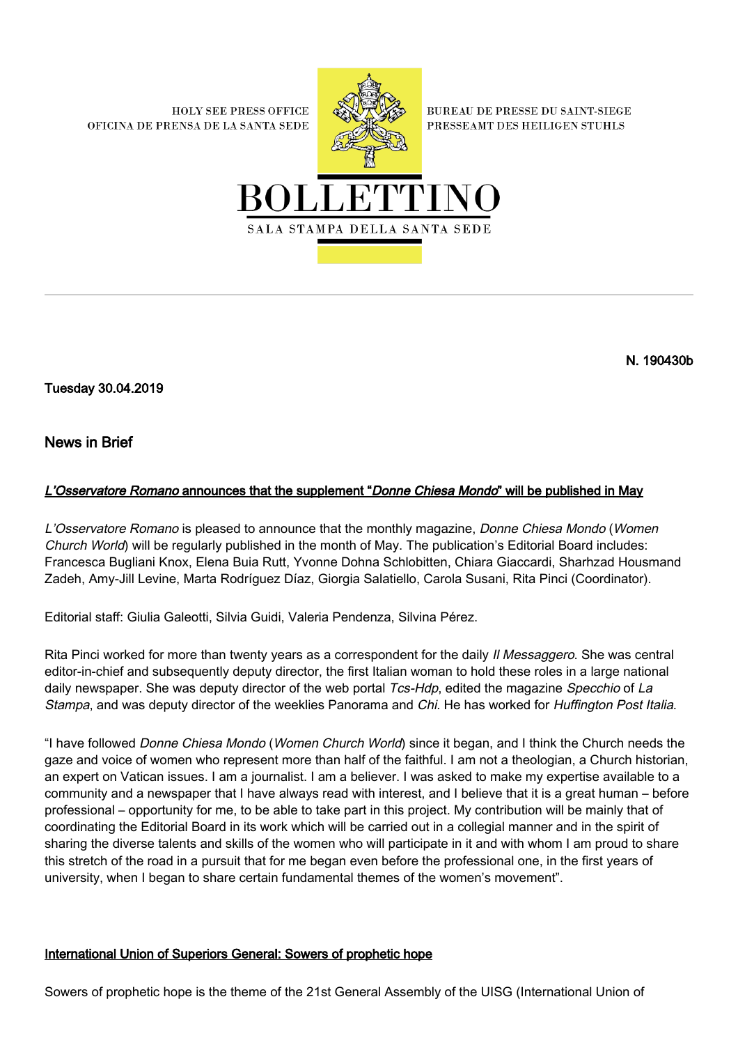HOLY SEE PRESS OFFICE
OFICINA DE PRENSA DE LA SANTA SEDE

BUREAU DE PRESSE DU SAINT-SIEGE
PRESSEAMT DES HEILIGEN STUHLS

# BOLLETTINO

SALA STAMPA DELLA SANTA SEDE

**N. 190430b**

**Tuesday 30.04.2019**

## News in Brief

### *L'Osservatore Romano* announces that the supplement "*Donne Chiesa Mondo*" will be published in May

*L'Osservatore Romano* is pleased to announce that the monthly magazine, *Donne Chiesa Mondo* (*Women Church World*) will be regularly published in the month of May. The publication's Editorial Board includes: Francesca Bugliani Knox, Elena Buia Rutt, Yvonne Dohna Schlobitten, Chiara Giaccardi, Sharhzad Housmand Zadeh, Amy-Jill Levine, Marta Rodríguez Díaz, Giorgia Salatiello, Carola Susani, Rita Pinci (Coordinator).

Editorial staff: Giulia Galeotti, Silvia Guidi, Valeria Pendenza, Silvina Pérez.

Rita Pinci worked for more than twenty years as a correspondent for the daily *Il Messaggero*. She was central editor-in-chief and subsequently deputy director, the first Italian woman to hold these roles in a large national daily newspaper. She was deputy director of the web portal *Tcs-Hdp*, edited the magazine *Specchio* of *La Stampa*, and was deputy director of the weeklies Panorama and *Chi*. He has worked for *Huffington Post Italia*.

"I have followed *Donne Chiesa Mondo* (*Women Church World*) since it began, and I think the Church needs the gaze and voice of women who represent more than half of the faithful. I am not a theologian, a Church historian, an expert on Vatican issues. I am a journalist. I am a believer. I was asked to make my expertise available to a community and a newspaper that I have always read with interest, and I believe that it is a great human – before professional – opportunity for me, to be able to take part in this project. My contribution will be mainly that of coordinating the Editorial Board in its work which will be carried out in a collegial manner and in the spirit of sharing the diverse talents and skills of the women who will participate in it and with whom I am proud to share this stretch of the road in a pursuit that for me began even before the professional one, in the first years of university, when I began to share certain fundamental themes of the women's movement".

### International Union of Superiors General: Sowers of prophetic hope

Sowers of prophetic hope is the theme of the 21st General Assembly of the UISG (International Union of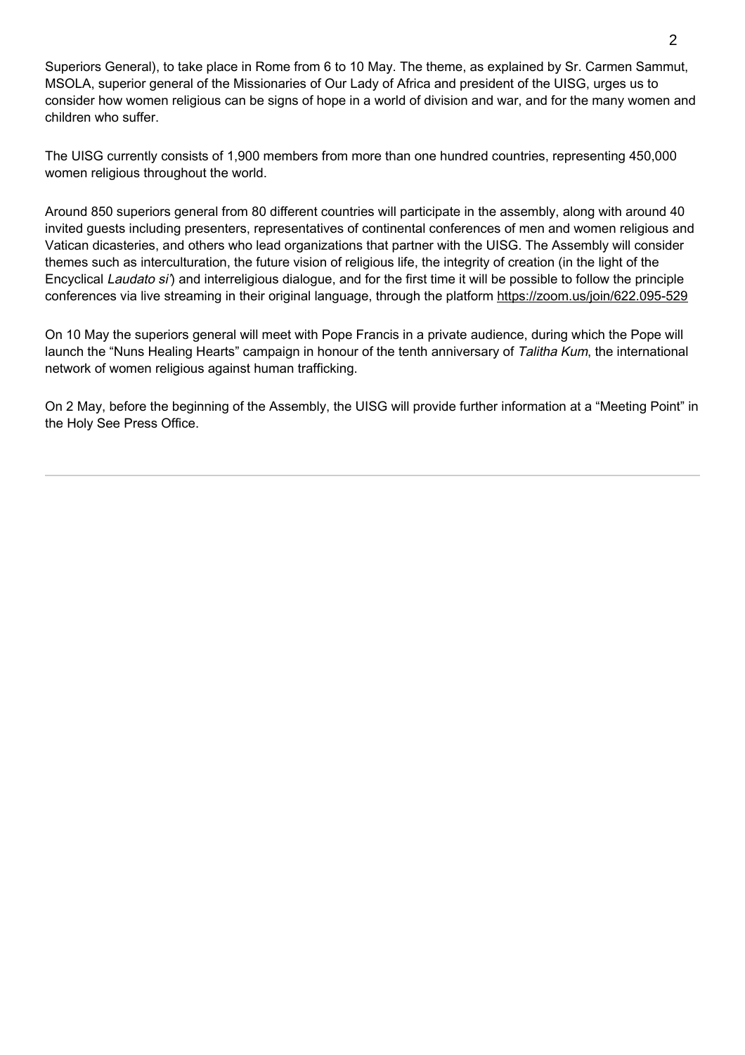Superiors General), to take place in Rome from 6 to 10 May. The theme, as explained by Sr. Carmen Sammut, MSOLA, superior general of the Missionaries of Our Lady of Africa and president of the UISG, urges us to consider how women religious can be signs of hope in a world of division and war, and for the many women and children who suffer.

The UISG currently consists of 1,900 members from more than one hundred countries, representing 450,000 women religious throughout the world.

Around 850 superiors general from 80 different countries will participate in the assembly, along with around 40 invited guests including presenters, representatives of continental conferences of men and women religious and Vatican dicasteries, and others who lead organizations that partner with the UISG. The Assembly will consider themes such as interculturation, the future vision of religious life, the integrity of creation (in the light of the Encyclical *Laudato si'*) and interreligious dialogue, and for the first time it will be possible to follow the principle conferences via live streaming in their original language, through the platform https://zoom.us/join/622.095-529

On 10 May the superiors general will meet with Pope Francis in a private audience, during which the Pope will launch the "Nuns Healing Hearts" campaign in honour of the tenth anniversary of *Talitha Kum*, the international network of women religious against human trafficking.

On 2 May, before the beginning of the Assembly, the UISG will provide further information at a "Meeting Point" in the Holy See Press Office.